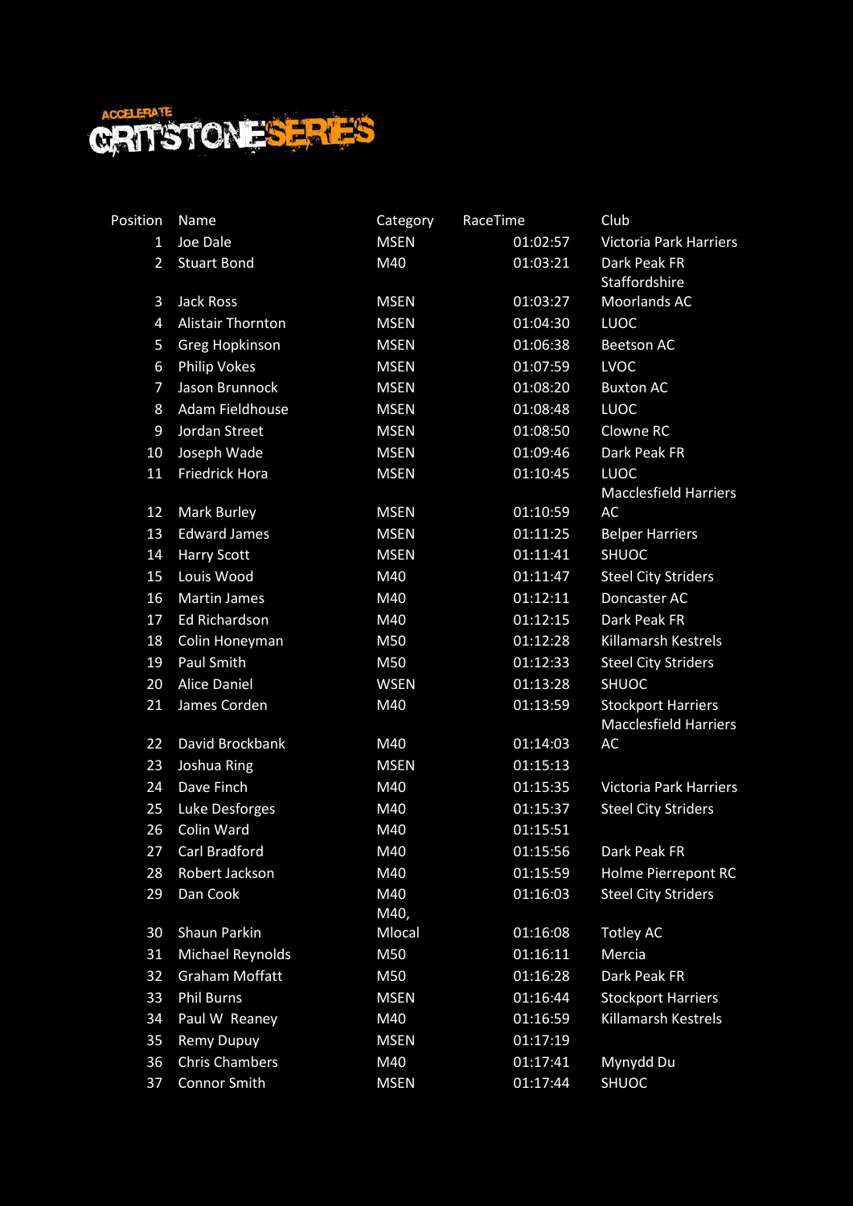# ACCELERATE GRITSTONE SERIES

| Position | Name | Category | RaceTime | Club |
|---|---|---|---|---|
| 1 | Joe Dale | MSEN | 01:02:57 | Victoria Park Harriers |
| 2 | Stuart Bond | M40 | 01:03:21 | Dark Peak FR |
| 3 | Jack Ross | MSEN | 01:03:27 | Staffordshire Moorlands AC |
| 4 | Alistair Thornton | MSEN | 01:04:30 | LUOC |
| 5 | Greg Hopkinson | MSEN | 01:06:38 | Beetson AC |
| 6 | Philip Vokes | MSEN | 01:07:59 | LVOC |
| 7 | Jason Brunnock | MSEN | 01:08:20 | Buxton AC |
| 8 | Adam Fieldhouse | MSEN | 01:08:48 | LUOC |
| 9 | Jordan Street | MSEN | 01:08:50 | Clowne RC |
| 10 | Joseph Wade | MSEN | 01:09:46 | Dark Peak FR |
| 11 | Friedrick Hora | MSEN | 01:10:45 | LUOC |
| 12 | Mark Burley | MSEN | 01:10:59 | Macclesfield Harriers AC |
| 13 | Edward James | MSEN | 01:11:25 | Belper Harriers |
| 14 | Harry Scott | MSEN | 01:11:41 | SHUOC |
| 15 | Louis Wood | M40 | 01:11:47 | Steel City Striders |
| 16 | Martin James | M40 | 01:12:11 | Doncaster AC |
| 17 | Ed Richardson | M40 | 01:12:15 | Dark Peak FR |
| 18 | Colin Honeyman | M50 | 01:12:28 | Killamarsh Kestrels |
| 19 | Paul Smith | M50 | 01:12:33 | Steel City Striders |
| 20 | Alice Daniel | WSEN | 01:13:28 | SHUOC |
| 21 | James Corden | M40 | 01:13:59 | Stockport Harriers |
| 22 | David Brockbank | M40 | 01:14:03 | Macclesfield Harriers AC |
| 23 | Joshua Ring | MSEN | 01:15:13 | |
| 24 | Dave Finch | M40 | 01:15:35 | Victoria Park Harriers |
| 25 | Luke Desforges | M40 | 01:15:37 | Steel City Striders |
| 26 | Colin Ward | M40 | 01:15:51 | |
| 27 | Carl Bradford | M40 | 01:15:56 | Dark Peak FR |
| 28 | Robert Jackson | M40 | 01:15:59 | Holme Pierrepont RC |
| 29 | Dan Cook | M40 | 01:16:03 | Steel City Striders |
| 30 | Shaun Parkin | M40, Mlocal | 01:16:08 | Totley AC |
| 31 | Michael Reynolds | M50 | 01:16:11 | Mercia |
| 32 | Graham Moffatt | M50 | 01:16:28 | Dark Peak FR |
| 33 | Phil Burns | MSEN | 01:16:44 | Stockport Harriers |
| 34 | Paul W Reaney | M40 | 01:16:59 | Killamarsh Kestrels |
| 35 | Remy Dupuy | MSEN | 01:17:19 | |
| 36 | Chris Chambers | M40 | 01:17:41 | Mynydd Du |
| 37 | Connor Smith | MSEN | 01:17:44 | SHUOC |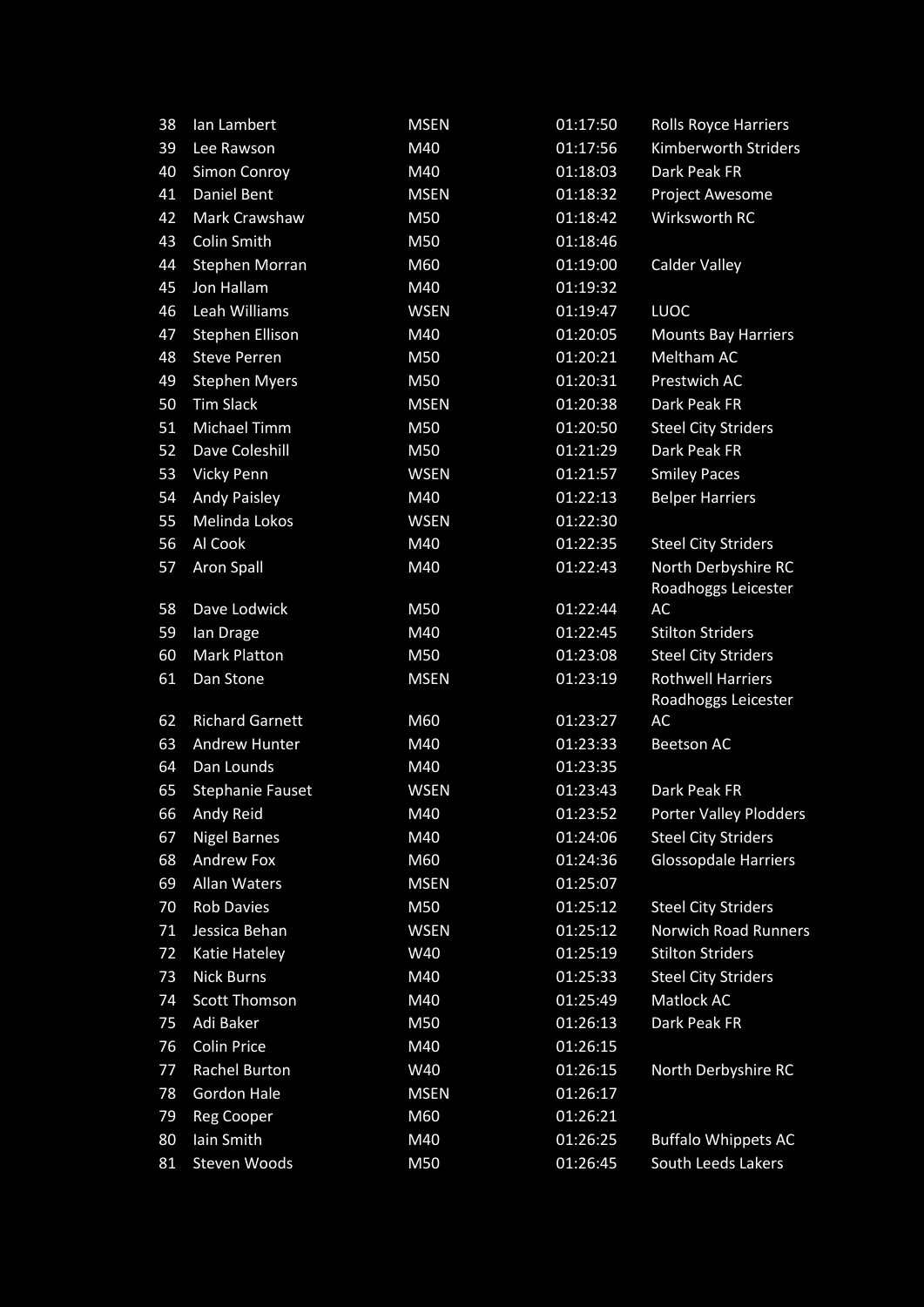| 38 | Ian Lambert | MSEN | 01:17:50 | Rolls Royce Harriers |
|---|---|---|---|---|
| 39 | Lee Rawson | M40 | 01:17:56 | Kimberworth Striders |
| 40 | Simon Conroy | M40 | 01:18:03 | Dark Peak FR |
| 41 | Daniel Bent | MSEN | 01:18:32 | Project Awesome |
| 42 | Mark Crawshaw | M50 | 01:18:42 | Wirksworth RC |
| 43 | Colin Smith | M50 | 01:18:46 | |
| 44 | Stephen Morran | M60 | 01:19:00 | Calder Valley |
| 45 | Jon Hallam | M40 | 01:19:32 | |
| 46 | Leah Williams | WSEN | 01:19:47 | LUOC |
| 47 | Stephen Ellison | M40 | 01:20:05 | Mounts Bay Harriers |
| 48 | Steve Perren | M50 | 01:20:21 | Meltham AC |
| 49 | Stephen Myers | M50 | 01:20:31 | Prestwich AC |
| 50 | Tim Slack | MSEN | 01:20:38 | Dark Peak FR |
| 51 | Michael Timm | M50 | 01:20:50 | Steel City Striders |
| 52 | Dave Coleshill | M50 | 01:21:29 | Dark Peak FR |
| 53 | Vicky Penn | WSEN | 01:21:57 | Smiley Paces |
| 54 | Andy Paisley | M40 | 01:22:13 | Belper Harriers |
| 55 | Melinda Lokos | WSEN | 01:22:30 | |
| 56 | Al Cook | M40 | 01:22:35 | Steel City Striders |
| 57 | Aron Spall | M40 | 01:22:43 | North Derbyshire RC |
| 58 | Dave Lodwick | M50 | 01:22:44 | Roadhoggs Leicester AC |
| 59 | Ian Drage | M40 | 01:22:45 | Stilton Striders |
| 60 | Mark Platton | M50 | 01:23:08 | Steel City Striders |
| 61 | Dan Stone | MSEN | 01:23:19 | Rothwell Harriers |
| 62 | Richard Garnett | M60 | 01:23:27 | Roadhoggs Leicester AC |
| 63 | Andrew Hunter | M40 | 01:23:33 | Beetson AC |
| 64 | Dan Lounds | M40 | 01:23:35 | |
| 65 | Stephanie Fauset | WSEN | 01:23:43 | Dark Peak FR |
| 66 | Andy Reid | M40 | 01:23:52 | Porter Valley Plodders |
| 67 | Nigel Barnes | M40 | 01:24:06 | Steel City Striders |
| 68 | Andrew Fox | M60 | 01:24:36 | Glossopdale Harriers |
| 69 | Allan Waters | MSEN | 01:25:07 | |
| 70 | Rob Davies | M50 | 01:25:12 | Steel City Striders |
| 71 | Jessica Behan | WSEN | 01:25:12 | Norwich Road Runners |
| 72 | Katie Hateley | W40 | 01:25:19 | Stilton Striders |
| 73 | Nick Burns | M40 | 01:25:33 | Steel City Striders |
| 74 | Scott Thomson | M40 | 01:25:49 | Matlock AC |
| 75 | Adi Baker | M50 | 01:26:13 | Dark Peak FR |
| 76 | Colin Price | M40 | 01:26:15 | |
| 77 | Rachel Burton | W40 | 01:26:15 | North Derbyshire RC |
| 78 | Gordon Hale | MSEN | 01:26:17 | |
| 79 | Reg Cooper | M60 | 01:26:21 | |
| 80 | Iain Smith | M40 | 01:26:25 | Buffalo Whippets AC |
| 81 | Steven Woods | M50 | 01:26:45 | South Leeds Lakers |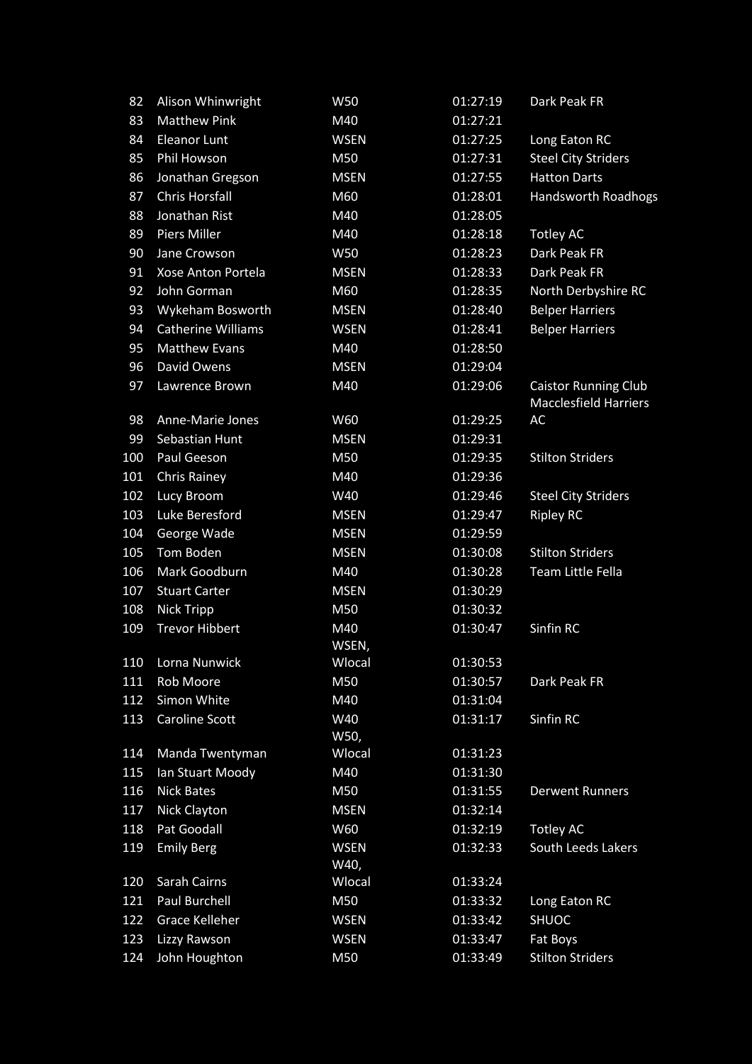| | | | | |
|---|---|---|---|---|
| 82 | Alison Whinwright | W50 | 01:27:19 | Dark Peak FR |
| 83 | Matthew Pink | M40 | 01:27:21 | |
| 84 | Eleanor Lunt | WSEN | 01:27:25 | Long Eaton RC |
| 85 | Phil Howson | M50 | 01:27:31 | Steel City Striders |
| 86 | Jonathan Gregson | MSEN | 01:27:55 | Hatton Darts |
| 87 | Chris Horsfall | M60 | 01:28:01 | Handsworth Roadhogs |
| 88 | Jonathan Rist | M40 | 01:28:05 | |
| 89 | Piers Miller | M40 | 01:28:18 | Totley AC |
| 90 | Jane Crowson | W50 | 01:28:23 | Dark Peak FR |
| 91 | Xose Anton Portela | MSEN | 01:28:33 | Dark Peak FR |
| 92 | John Gorman | M60 | 01:28:35 | North Derbyshire RC |
| 93 | Wykeham Bosworth | MSEN | 01:28:40 | Belper Harriers |
| 94 | Catherine Williams | WSEN | 01:28:41 | Belper Harriers |
| 95 | Matthew Evans | M40 | 01:28:50 | |
| 96 | David Owens | MSEN | 01:29:04 | |
| 97 | Lawrence Brown | M40 | 01:29:06 | Caistor Running Club |
| 98 | Anne-Marie Jones | W60 | 01:29:25 | Macclesfield Harriers AC |
| 99 | Sebastian Hunt | MSEN | 01:29:31 | |
| 100 | Paul Geeson | M50 | 01:29:35 | Stilton Striders |
| 101 | Chris Rainey | M40 | 01:29:36 | |
| 102 | Lucy Broom | W40 | 01:29:46 | Steel City Striders |
| 103 | Luke Beresford | MSEN | 01:29:47 | Ripley RC |
| 104 | George Wade | MSEN | 01:29:59 | |
| 105 | Tom Boden | MSEN | 01:30:08 | Stilton Striders |
| 106 | Mark Goodburn | M40 | 01:30:28 | Team Little Fella |
| 107 | Stuart Carter | MSEN | 01:30:29 | |
| 108 | Nick Tripp | M50 | 01:30:32 | |
| 109 | Trevor Hibbert | M40 | 01:30:47 | Sinfin RC |
| 110 | Lorna Nunwick | WSEN, Wlocal | 01:30:53 | |
| 111 | Rob Moore | M50 | 01:30:57 | Dark Peak FR |
| 112 | Simon White | M40 | 01:31:04 | |
| 113 | Caroline Scott | W40 | 01:31:17 | Sinfin RC |
| 114 | Manda Twentyman | W50, Wlocal | 01:31:23 | |
| 115 | Ian Stuart Moody | M40 | 01:31:30 | |
| 116 | Nick Bates | M50 | 01:31:55 | Derwent Runners |
| 117 | Nick Clayton | MSEN | 01:32:14 | |
| 118 | Pat Goodall | W60 | 01:32:19 | Totley AC |
| 119 | Emily Berg | WSEN | 01:32:33 | South Leeds Lakers |
| 120 | Sarah Cairns | W40, Wlocal | 01:33:24 | |
| 121 | Paul Burchell | M50 | 01:33:32 | Long Eaton RC |
| 122 | Grace Kelleher | WSEN | 01:33:42 | SHUOC |
| 123 | Lizzy Rawson | WSEN | 01:33:47 | Fat Boys |
| 124 | John Houghton | M50 | 01:33:49 | Stilton Striders |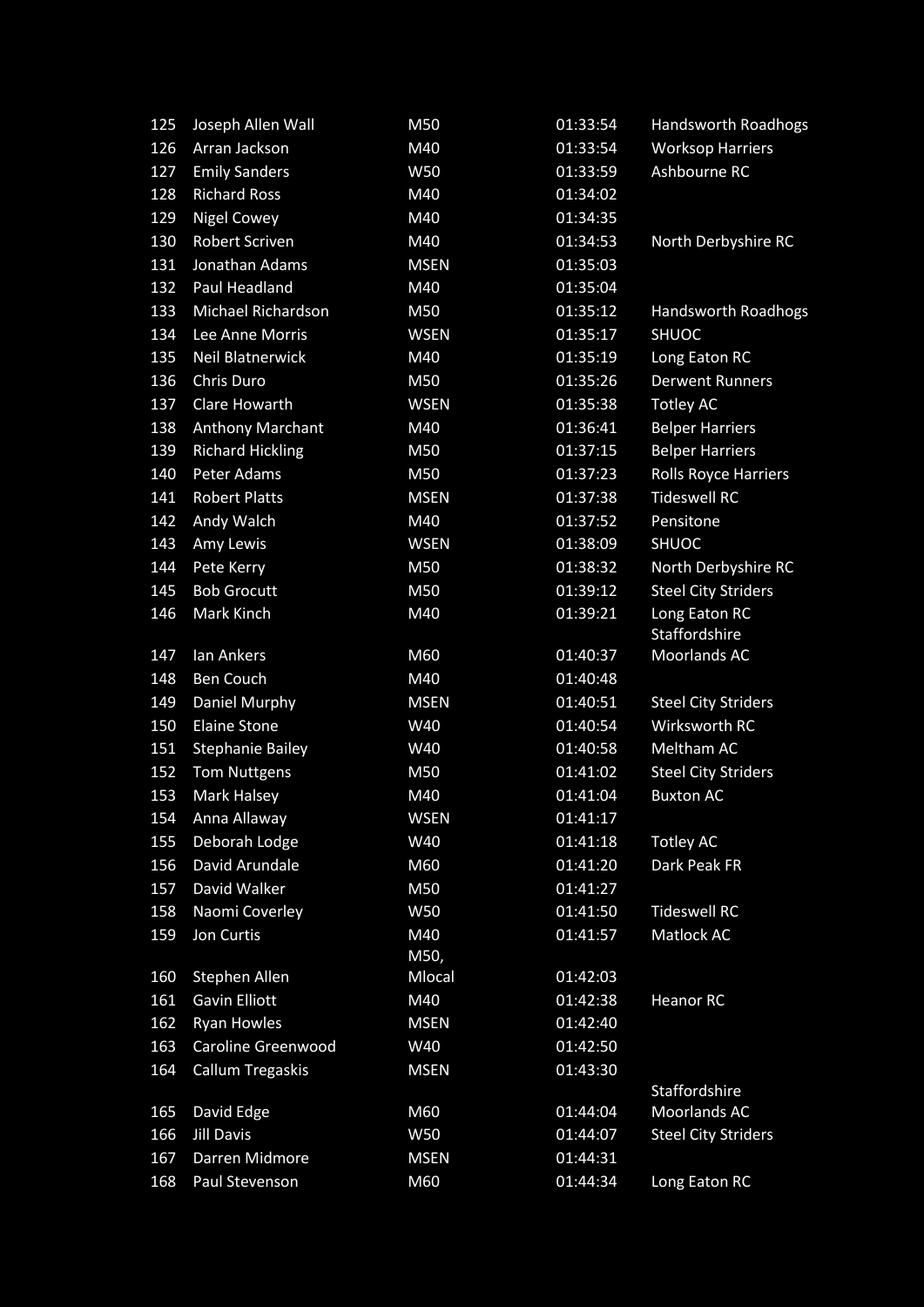| | | | | |
|---|---|---|---|---|
| 125 | Joseph Allen Wall | M50 | 01:33:54 | Handsworth Roadhogs |
| 126 | Arran Jackson | M40 | 01:33:54 | Worksop Harriers |
| 127 | Emily Sanders | W50 | 01:33:59 | Ashbourne RC |
| 128 | Richard Ross | M40 | 01:34:02 | |
| 129 | Nigel Cowey | M40 | 01:34:35 | |
| 130 | Robert Scriven | M40 | 01:34:53 | North Derbyshire RC |
| 131 | Jonathan Adams | MSEN | 01:35:03 | |
| 132 | Paul Headland | M40 | 01:35:04 | |
| 133 | Michael Richardson | M50 | 01:35:12 | Handsworth Roadhogs |
| 134 | Lee Anne Morris | WSEN | 01:35:17 | SHUOC |
| 135 | Neil Blatnerwick | M40 | 01:35:19 | Long Eaton RC |
| 136 | Chris Duro | M50 | 01:35:26 | Derwent Runners |
| 137 | Clare Howarth | WSEN | 01:35:38 | Totley AC |
| 138 | Anthony Marchant | M40 | 01:36:41 | Belper Harriers |
| 139 | Richard Hickling | M50 | 01:37:15 | Belper Harriers |
| 140 | Peter Adams | M50 | 01:37:23 | Rolls Royce Harriers |
| 141 | Robert Platts | MSEN | 01:37:38 | Tideswell RC |
| 142 | Andy Walch | M40 | 01:37:52 | Pensitone |
| 143 | Amy Lewis | WSEN | 01:38:09 | SHUOC |
| 144 | Pete Kerry | M50 | 01:38:32 | North Derbyshire RC |
| 145 | Bob Grocutt | M50 | 01:39:12 | Steel City Striders |
| 146 | Mark Kinch | M40 | 01:39:21 | Long Eaton RC |
| 147 | Ian Ankers | M60 | 01:40:37 | Staffordshire Moorlands AC |
| 148 | Ben Couch | M40 | 01:40:48 | |
| 149 | Daniel Murphy | MSEN | 01:40:51 | Steel City Striders |
| 150 | Elaine Stone | W40 | 01:40:54 | Wirksworth RC |
| 151 | Stephanie Bailey | W40 | 01:40:58 | Meltham AC |
| 152 | Tom Nuttgens | M50 | 01:41:02 | Steel City Striders |
| 153 | Mark Halsey | M40 | 01:41:04 | Buxton AC |
| 154 | Anna Allaway | WSEN | 01:41:17 | |
| 155 | Deborah Lodge | W40 | 01:41:18 | Totley AC |
| 156 | David Arundale | M60 | 01:41:20 | Dark Peak FR |
| 157 | David Walker | M50 | 01:41:27 | |
| 158 | Naomi Coverley | W50 | 01:41:50 | Tideswell RC |
| 159 | Jon Curtis | M40 | 01:41:57 | Matlock AC |
| 160 | Stephen Allen | M50, Mlocal | 01:42:03 | |
| 161 | Gavin Elliott | M40 | 01:42:38 | Heanor RC |
| 162 | Ryan Howles | MSEN | 01:42:40 | |
| 163 | Caroline Greenwood | W40 | 01:42:50 | |
| 164 | Callum Tregaskis | MSEN | 01:43:30 | |
| 165 | David Edge | M60 | 01:44:04 | Staffordshire Moorlands AC |
| 166 | Jill Davis | W50 | 01:44:07 | Steel City Striders |
| 167 | Darren Midmore | MSEN | 01:44:31 | |
| 168 | Paul Stevenson | M60 | 01:44:34 | Long Eaton RC |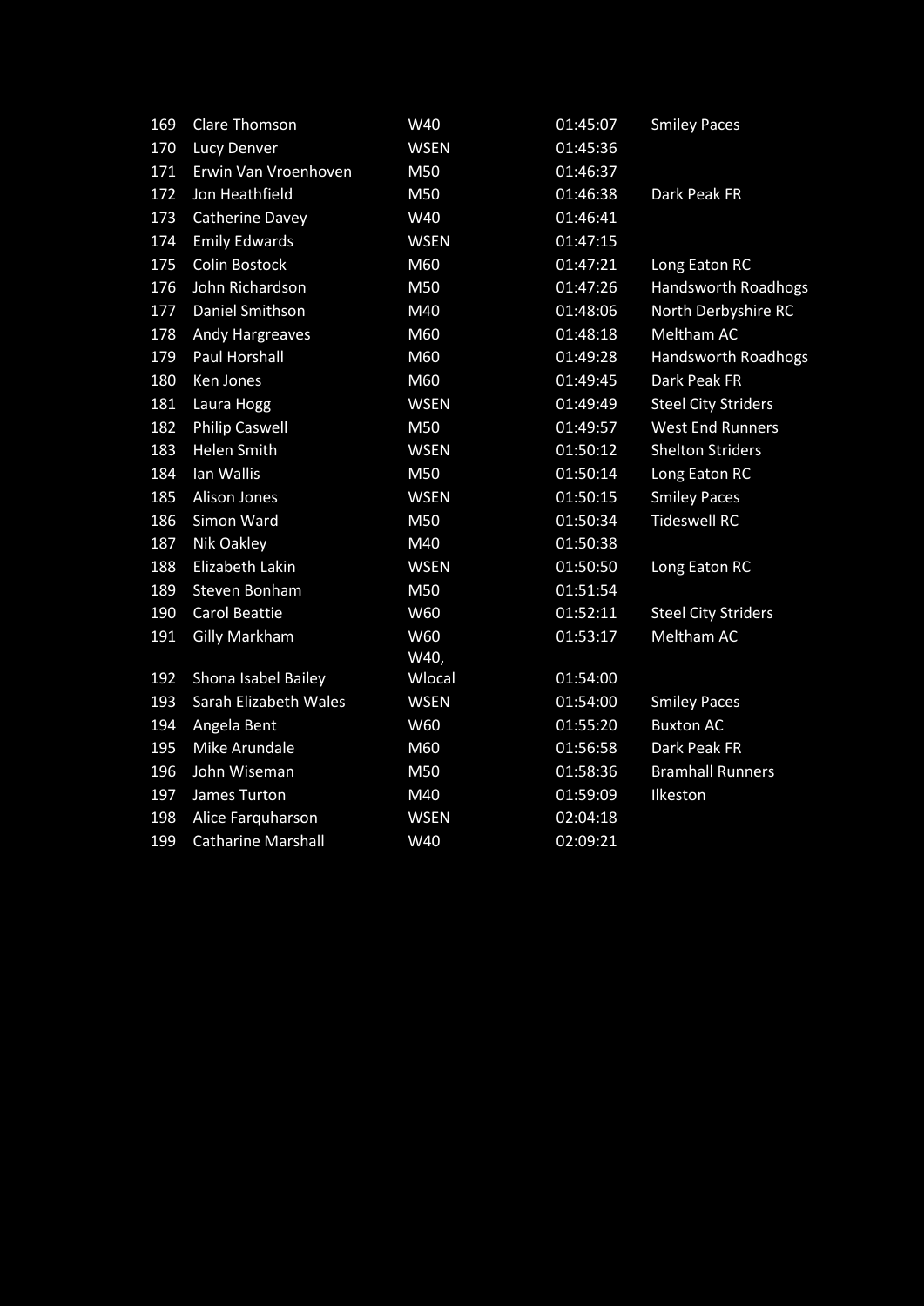| | | | | |
|---|---|---|---|---|
| 169 | Clare Thomson | W40 | 01:45:07 | Smiley Paces |
| 170 | Lucy Denver | WSEN | 01:45:36 | |
| 171 | Erwin Van Vroenhoven | M50 | 01:46:37 | |
| 172 | Jon Heathfield | M50 | 01:46:38 | Dark Peak FR |
| 173 | Catherine Davey | W40 | 01:46:41 | |
| 174 | Emily Edwards | WSEN | 01:47:15 | |
| 175 | Colin Bostock | M60 | 01:47:21 | Long Eaton RC |
| 176 | John Richardson | M50 | 01:47:26 | Handsworth Roadhogs |
| 177 | Daniel Smithson | M40 | 01:48:06 | North Derbyshire RC |
| 178 | Andy Hargreaves | M60 | 01:48:18 | Meltham AC |
| 179 | Paul Horshall | M60 | 01:49:28 | Handsworth Roadhogs |
| 180 | Ken Jones | M60 | 01:49:45 | Dark Peak FR |
| 181 | Laura Hogg | WSEN | 01:49:49 | Steel City Striders |
| 182 | Philip Caswell | M50 | 01:49:57 | West End Runners |
| 183 | Helen Smith | WSEN | 01:50:12 | Shelton Striders |
| 184 | Ian Wallis | M50 | 01:50:14 | Long Eaton RC |
| 185 | Alison Jones | WSEN | 01:50:15 | Smiley Paces |
| 186 | Simon Ward | M50 | 01:50:34 | Tideswell RC |
| 187 | Nik Oakley | M40 | 01:50:38 | |
| 188 | Elizabeth Lakin | WSEN | 01:50:50 | Long Eaton RC |
| 189 | Steven Bonham | M50 | 01:51:54 | |
| 190 | Carol Beattie | W60 | 01:52:11 | Steel City Striders |
| 191 | Gilly Markham | W60 | 01:53:17 | Meltham AC |
| 192 | Shona Isabel Bailey | W40, Wlocal | 01:54:00 | |
| 193 | Sarah Elizabeth Wales | WSEN | 01:54:00 | Smiley Paces |
| 194 | Angela Bent | W60 | 01:55:20 | Buxton AC |
| 195 | Mike Arundale | M60 | 01:56:58 | Dark Peak FR |
| 196 | John Wiseman | M50 | 01:58:36 | Bramhall Runners |
| 197 | James Turton | M40 | 01:59:09 | Ilkeston |
| 198 | Alice Farquharson | WSEN | 02:04:18 | |
| 199 | Catharine Marshall | W40 | 02:09:21 | |